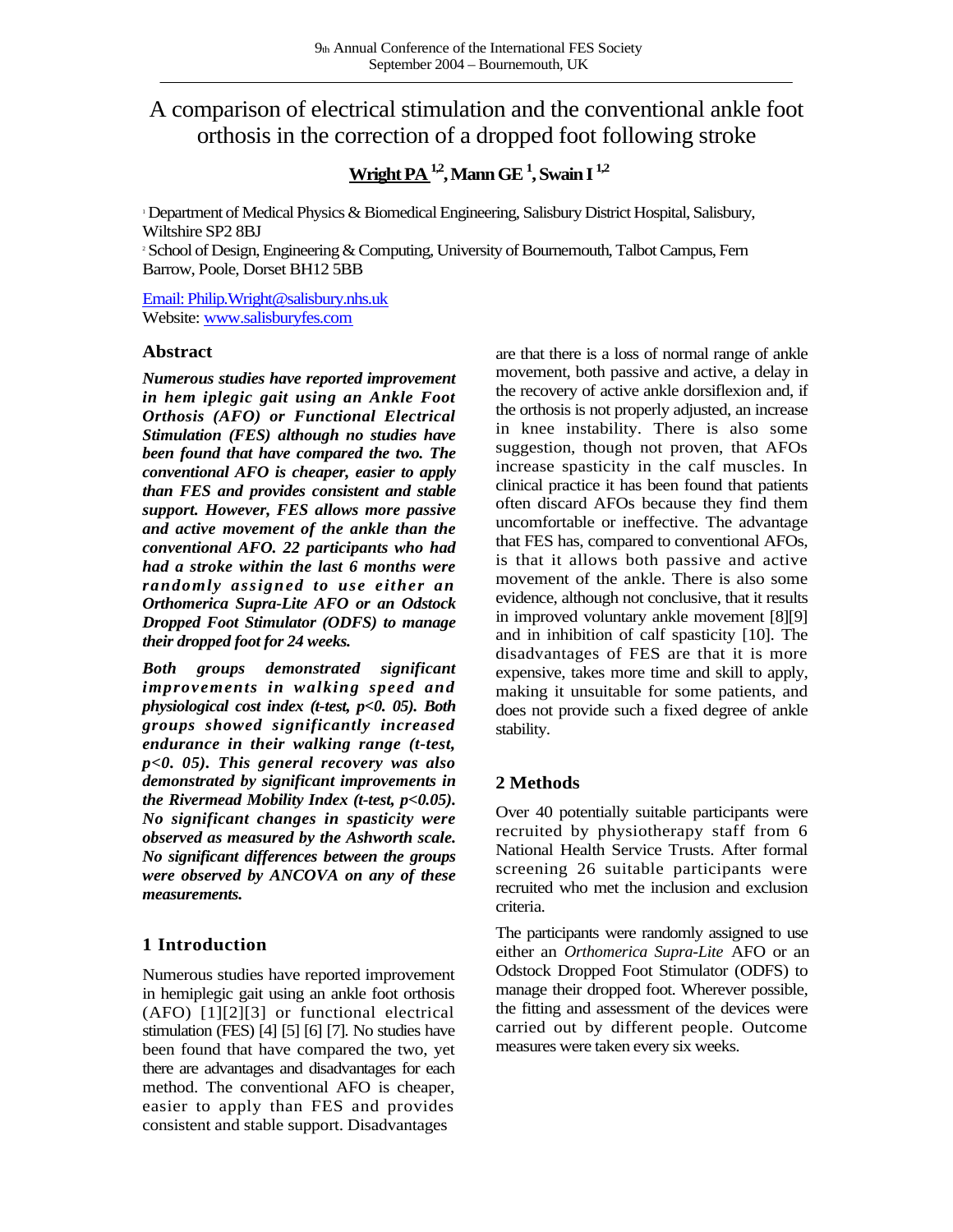# A comparison of electrical stimulation and the conventional ankle foot orthosis in the correction of a dropped foot following stroke

**Wright PA [1,2], Mann GE [1], Swain I [1,2]**

[1] Department of Medical Physics & Biomedical Engineering, Salisbury District Hospital, Salisbury, Wiltshire SP2 8BJ

[2] School of Design, Engineering & Computing, University of Bournemouth, Talbot Campus, Fern Barrow, Poole, Dorset BH12 5BB

Email: Philip.Wright@salisbury.nhs.uk
Website: www.salisburyfes.com

## Abstract

***Numerous studies have reported improvement in hem iplegic gait using an Ankle Foot Orthosis (AFO) or Functional Electrical Stimulation (FES) although no studies have been found that have compared the two. The conventional AFO is cheaper, easier to apply than FES and provides consistent and stable support. However, FES allows more passive and active movement of the ankle than the conventional AFO. 22 participants who had had a stroke within the last 6 months were randomly assigned to use either an Orthomerica Supra-Lite AFO or an Odstock Dropped Foot Stimulator (ODFS) to manage their dropped foot for 24 weeks.***

***Both groups demonstrated significant improvements in walking speed and physiological cost index (t-test, $p<0.05$). Both groups showed significantly increased endurance in their walking range (t-test, $p<0.05$). This general recovery was also demonstrated by significant improvements in the Rivermead Mobility Index (t-test, $p<0.05$). No significant changes in spasticity were observed as measured by the Ashworth scale. No significant differences between the groups were observed by ANCOVA on any of these measurements.***

## 1 Introduction

Numerous studies have reported improvement in hemiplegic gait using an ankle foot orthosis (AFO) [1][2][3] or functional electrical stimulation (FES) [4] [5] [6] [7]. No studies have been found that have compared the two, yet there are advantages and disadvantages for each method. The conventional AFO is cheaper, easier to apply than FES and provides consistent and stable support. Disadvantages are that there is a loss of normal range of ankle movement, both passive and active, a delay in the recovery of active ankle dorsiflexion and, if the orthosis is not properly adjusted, an increase in knee instability. There is also some suggestion, though not proven, that AFOs increase spasticity in the calf muscles. In clinical practice it has been found that patients often discard AFOs because they find them uncomfortable or ineffective. The advantage that FES has, compared to conventional AFOs, is that it allows both passive and active movement of the ankle. There is also some evidence, although not conclusive, that it results in improved voluntary ankle movement [8][9] and in inhibition of calf spasticity [10]. The disadvantages of FES are that it is more expensive, takes more time and skill to apply, making it unsuitable for some patients, and does not provide such a fixed degree of ankle stability.

## 2 Methods

Over 40 potentially suitable participants were recruited by physiotherapy staff from 6 National Health Service Trusts. After formal screening 26 suitable participants were recruited who met the inclusion and exclusion criteria.

The participants were randomly assigned to use either an *Orthomerica Supra-Lite* AFO or an Odstock Dropped Foot Stimulator (ODFS) to manage their dropped foot. Wherever possible, the fitting and assessment of the devices were carried out by different people. Outcome measures were taken every six weeks.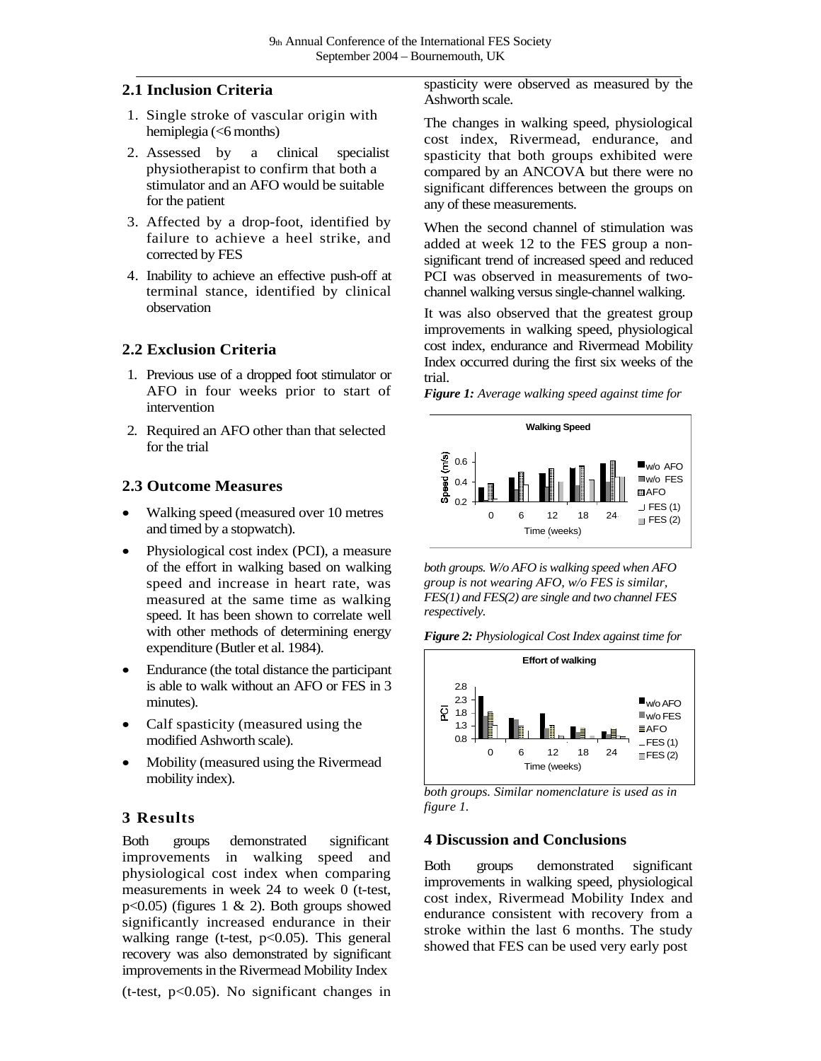## 2.1 Inclusion Criteria

1. Single stroke of vascular origin with hemiplegia (<6 months)
2. Assessed by a clinical specialist physiotherapist to confirm that both a stimulator and an AFO would be suitable for the patient
3. Affected by a drop-foot, identified by failure to achieve a heel strike, and corrected by FES
4. Inability to achieve an effective push-off at terminal stance, identified by clinical observation

## 2.2 Exclusion Criteria

1. Previous use of a dropped foot stimulator or AFO in four weeks prior to start of intervention
2. Required an AFO other than that selected for the trial

## 2.3 Outcome Measures

- Walking speed (measured over 10 metres and timed by a stopwatch).
- Physiological cost index (PCI), a measure of the effort in walking based on walking speed and increase in heart rate, was measured at the same time as walking speed. It has been shown to correlate well with other methods of determining energy expenditure (Butler et al. 1984).
- Endurance (the total distance the participant is able to walk without an AFO or FES in 3 minutes).
- Calf spasticity (measured using the modified Ashworth scale).
- Mobility (measured using the Rivermead mobility index).

# 3 Results

Both groups demonstrated significant improvements in walking speed and physiological cost index when comparing measurements in week 24 to week 0 (t-test, $p<0.05$) (figures 1 & 2). Both groups showed significantly increased endurance in their walking range (t-test, $p<0.05$). This general recovery was also demonstrated by significant improvements in the Rivermead Mobility Index (t-test, $p<0.05$). No significant changes in spasticity were observed as measured by the Ashworth scale.

The changes in walking speed, physiological cost index, Rivermead, endurance, and spasticity that both groups exhibited were compared by an ANCOVA but there were no significant differences between the groups on any of these measurements.

When the second channel of stimulation was added at week 12 to the FES group a non-significant trend of increased speed and reduced PCI was observed in measurements of two-channel walking versus single-channel walking.

It was also observed that the greatest group improvements in walking speed, physiological cost index, endurance and Rivermead Mobility Index occurred during the first six weeks of the trial.

***Figure 1:*** *Average walking speed against time for both groups. W/o AFO is walking speed when AFO group is not wearing AFO, w/o FES is similar, FES(1) and FES(2) are single and two channel FES respectively.*

***Figure 2:*** *Physiological Cost Index against time for both groups. Similar nomenclature is used as in figure 1.*

## 4 Discussion and Conclusions

Both groups demonstrated significant improvements in walking speed, physiological cost index, Rivermead Mobility Index and endurance consistent with recovery from a stroke within the last 6 months. The study showed that FES can be used very early post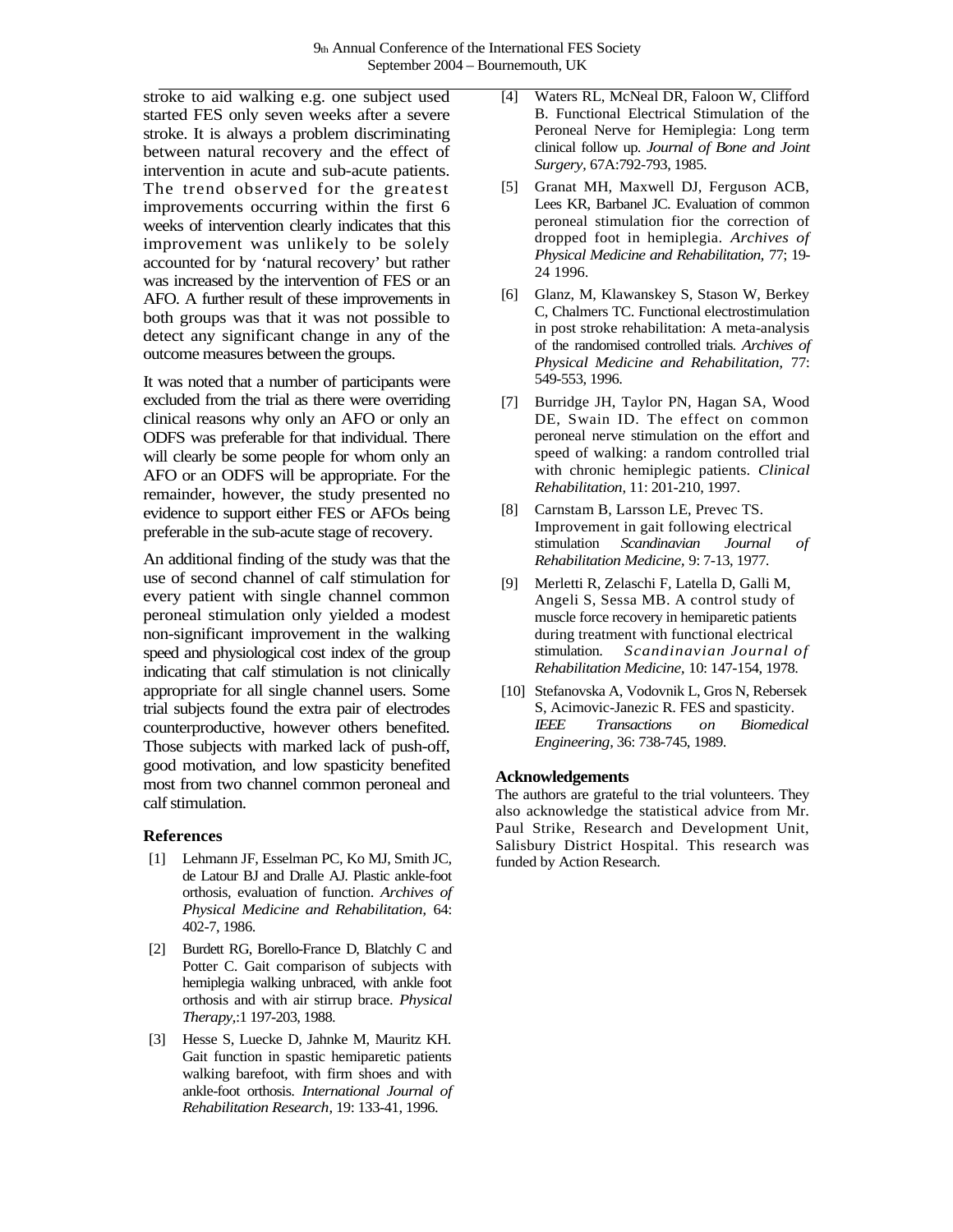stroke to aid walking e.g. one subject used started FES only seven weeks after a severe stroke. It is always a problem discriminating between natural recovery and the effect of intervention in acute and sub-acute patients. The trend observed for the greatest improvements occurring within the first 6 weeks of intervention clearly indicates that this improvement was unlikely to be solely accounted for by 'natural recovery' but rather was increased by the intervention of FES or an AFO. A further result of these improvements in both groups was that it was not possible to detect any significant change in any of the outcome measures between the groups.

It was noted that a number of participants were excluded from the trial as there were overriding clinical reasons why only an AFO or only an ODFS was preferable for that individual. There will clearly be some people for whom only an AFO or an ODFS will be appropriate. For the remainder, however, the study presented no evidence to support either FES or AFOs being preferable in the sub-acute stage of recovery.

An additional finding of the study was that the use of second channel of calf stimulation for every patient with single channel common peroneal stimulation only yielded a modest non-significant improvement in the walking speed and physiological cost index of the group indicating that calf stimulation is not clinically appropriate for all single channel users. Some trial subjects found the extra pair of electrodes counterproductive, however others benefited. Those subjects with marked lack of push-off, good motivation, and low spasticity benefited most from two channel common peroneal and calf stimulation.

## References

[1] Lehmann JF, Esselman PC, Ko MJ, Smith JC, de Latour BJ and Dralle AJ. Plastic ankle-foot orthosis, evaluation of function. *Archives of Physical Medicine and Rehabilitation,* 64: 402-7, 1986.

[2] Burdett RG, Borello-France D, Blatchly C and Potter C. Gait comparison of subjects with hemiplegia walking unbraced, with ankle foot orthosis and with air stirrup brace. *Physical Therapy*,:1 197-203, 1988.

[3] Hesse S, Luecke D, Jahnke M, Mauritz KH. Gait function in spastic hemiparetic patients walking barefoot, with firm shoes and with ankle-foot orthosis. *International Journal of Rehabilitation Research*, 19: 133-41, 1996.

[4] Waters RL, McNeal DR, Faloon W, Clifford B. Functional Electrical Stimulation of the Peroneal Nerve for Hemiplegia: Long term clinical follow up. *Journal of Bone and Joint Surgery,* 67A:792-793, 1985.

[5] Granat MH, Maxwell DJ, Ferguson ACB, Lees KR, Barbanel JC. Evaluation of common peroneal stimulation fior the correction of dropped foot in hemiplegia. *Archives of Physical Medicine and Rehabilitation,* 77; 19-24 1996.

[6] Glanz, M, Klawanskey S, Stason W, Berkey C, Chalmers TC. Functional electrostimulation in post stroke rehabilitation: A meta-analysis of the randomised controlled trials. *Archives of Physical Medicine and Rehabilitation*, 77: 549-553, 1996.

[7] Burridge JH, Taylor PN, Hagan SA, Wood DE, Swain ID. The effect on common peroneal nerve stimulation on the effort and speed of walking: a random controlled trial with chronic hemiplegic patients. *Clinical Rehabilitation*, 11: 201-210, 1997.

[8] Carnstam B, Larsson LE, Prevec TS. Improvement in gait following electrical stimulation *Scandinavian Journal of Rehabilitation Medicine,* 9: 7-13, 1977.

[9] Merletti R, Zelaschi F, Latella D, Galli M, Angeli S, Sessa MB. A control study of muscle force recovery in hemiparetic patients during treatment with functional electrical stimulation. *Scandinavian Journal of Rehabilitation Medicine,* 10: 147-154, 1978.

[10] Stefanovska A, Vodovnik L, Gros N, Rebersek S, Acimovic-Janezic R. FES and spasticity. *IEEE Transactions on Biomedical Engineering*, 36: 738-745, 1989.

## Acknowledgements

The authors are grateful to the trial volunteers. They also acknowledge the statistical advice from Mr. Paul Strike, Research and Development Unit, Salisbury District Hospital. This research was funded by Action Research.